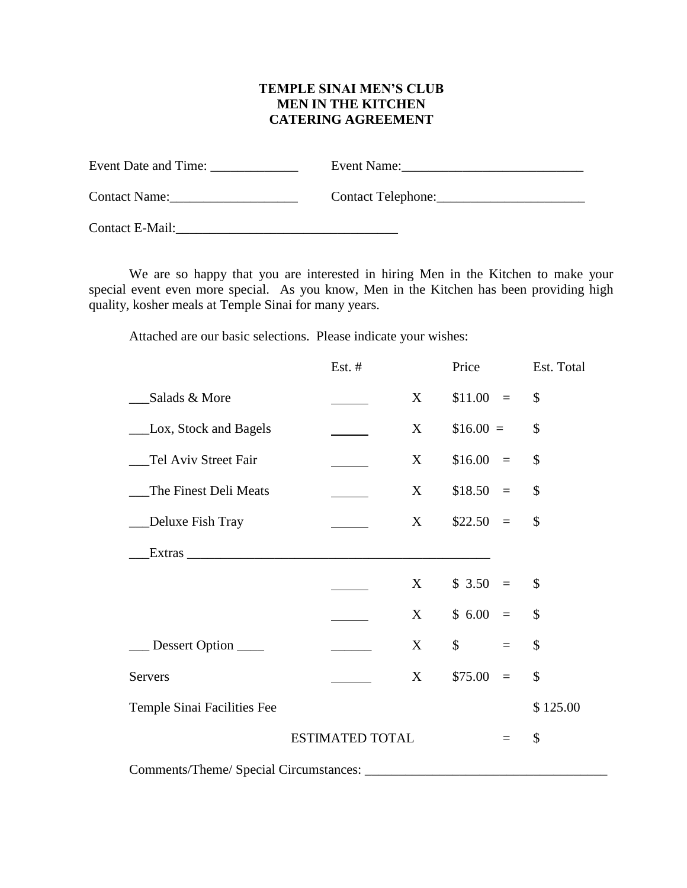# TEMPLE SINAI MEN'S CLUB
# MEN IN THE KITCHEN
# CATERING AGREEMENT

Event Date and Time: _____________ Event Name:___________________________

Contact Name:___________________ Contact Telephone:______________________

Contact E-Mail:_________________________________

We are so happy that you are interested in hiring Men in the Kitchen to make your special event even more special. As you know, Men in the Kitchen has been providing high quality, kosher meals at Temple Sinai for many years.

Attached are our basic selections. Please indicate your wishes:

| | Est. # | | Price | | Est. Total |
|---|---|---|---|---|---|
| ___Salads & More | ______ | X | $11.00 | = | $ |
| ___Lox, Stock and Bagels | ______ | X | $16.00 | = | $ |
| ___Tel Aviv Street Fair | ______ | X | $16.00 | = | $ |
| ___The Finest Deli Meats | ______ | X | $18.50 | = | $ |
| ___Deluxe Fish Tray | ______ | X | $22.50 | = | $ |
| ___Extras _______________________________________________ | | | | | |
| | ______ | X | $ 3.50 | = | $ |
| | ______ | X | $ 6.00 | = | $ |
| ___ Dessert Option ____ | ______ | X | $ | = | $ |
| Servers | ______ | X | $75.00 | = | $ |
| Temple Sinai Facilities Fee | | | | | $ 125.00 |
| | ESTIMATED TOTAL | | | = | $ |

Comments/Theme/ Special Circumstances: ___________________________________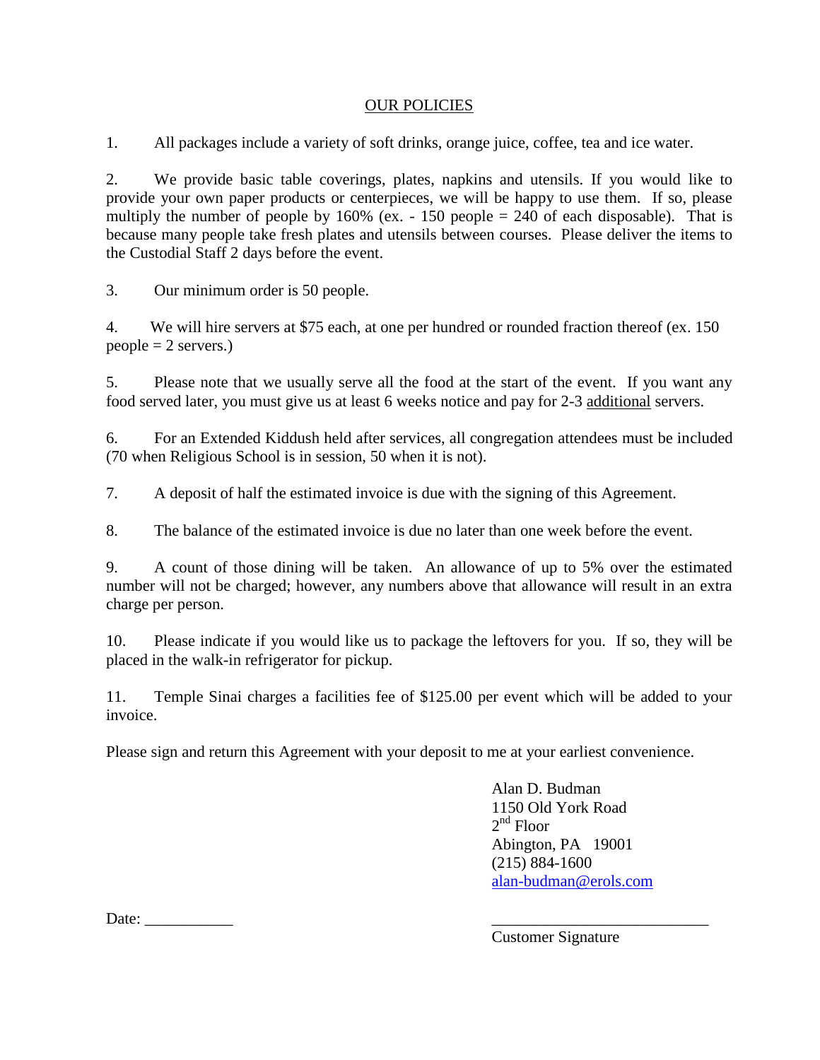## OUR POLICIES

1. All packages include a variety of soft drinks, orange juice, coffee, tea and ice water.

2. We provide basic table coverings, plates, napkins and utensils. If you would like to provide your own paper products or centerpieces, we will be happy to use them. If so, please multiply the number of people by 160% (ex. - 150 people = 240 of each disposable). That is because many people take fresh plates and utensils between courses. Please deliver the items to the Custodial Staff 2 days before the event.

3. Our minimum order is 50 people.

4. We will hire servers at $75 each, at one per hundred or rounded fraction thereof (ex. 150 people = 2 servers.)

5. Please note that we usually serve all the food at the start of the event. If you want any food served later, you must give us at least 6 weeks notice and pay for 2-3 additional servers.

6. For an Extended Kiddush held after services, all congregation attendees must be included (70 when Religious School is in session, 50 when it is not).

7. A deposit of half the estimated invoice is due with the signing of this Agreement.

8. The balance of the estimated invoice is due no later than one week before the event.

9. A count of those dining will be taken. An allowance of up to 5% over the estimated number will not be charged; however, any numbers above that allowance will result in an extra charge per person.

10. Please indicate if you would like us to package the leftovers for you. If so, they will be placed in the walk-in refrigerator for pickup.

11. Temple Sinai charges a facilities fee of $125.00 per event which will be added to your invoice.

Please sign and return this Agreement with your deposit to me at your earliest convenience.

Alan D. Budman
1150 Old York Road
2nd Floor
Abington, PA 19001
(215) 884-1600
alan-budman@erols.com

Date: ___________

___________________________
Customer Signature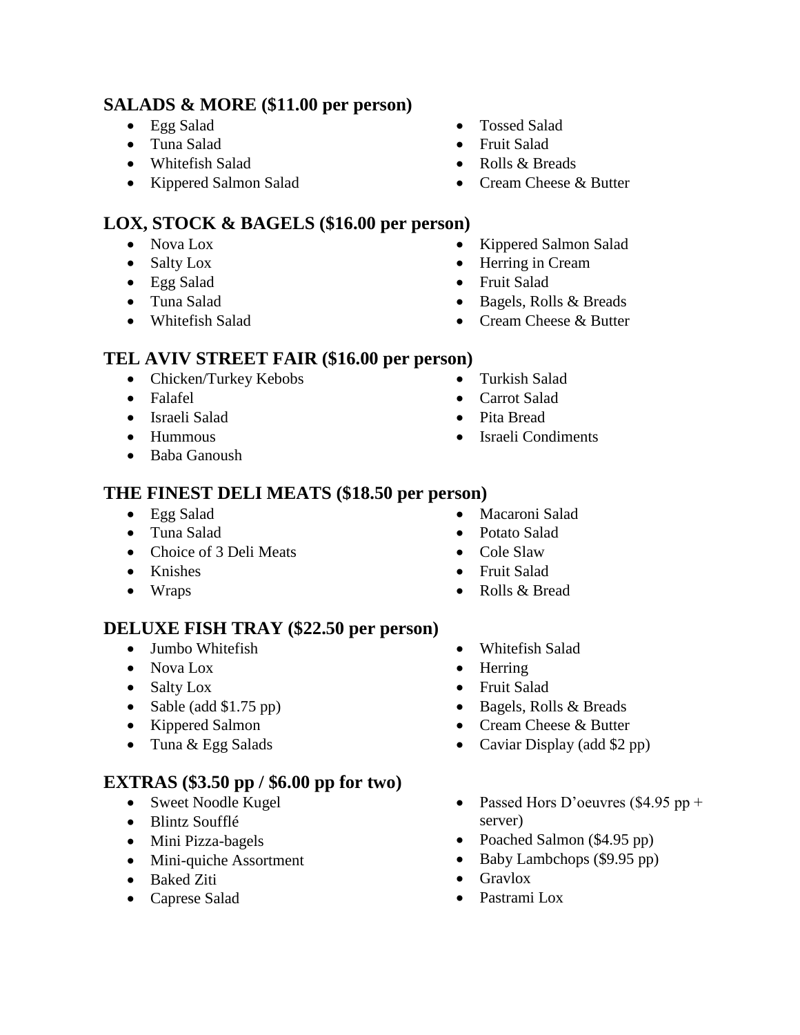## SALADS & MORE ($11.00 per person)

- Egg Salad
- Tuna Salad
- Whitefish Salad
- Kippered Salmon Salad
- Tossed Salad
- Fruit Salad
- Rolls & Breads
- Cream Cheese & Butter

## LOX, STOCK & BAGELS ($16.00 per person)

- Nova Lox
- Salty Lox
- Egg Salad
- Tuna Salad
- Whitefish Salad
- Kippered Salmon Salad
- Herring in Cream
- Fruit Salad
- Bagels, Rolls & Breads
- Cream Cheese & Butter

## TEL AVIV STREET FAIR ($16.00 per person)

- Chicken/Turkey Kebobs
- Falafel
- Israeli Salad
- Hummous
- Baba Ganoush
- Turkish Salad
- Carrot Salad
- Pita Bread
- Israeli Condiments

## THE FINEST DELI MEATS ($18.50 per person)

- Egg Salad
- Tuna Salad
- Choice of 3 Deli Meats
- Knishes
- Wraps
- Macaroni Salad
- Potato Salad
- Cole Slaw
- Fruit Salad
- Rolls & Bread

## DELUXE FISH TRAY ($22.50 per person)

- Jumbo Whitefish
- Nova Lox
- Salty Lox
- Sable (add $1.75 pp)
- Kippered Salmon
- Tuna & Egg Salads
- Whitefish Salad
- Herring
- Fruit Salad
- Bagels, Rolls & Breads
- Cream Cheese & Butter
- Caviar Display (add $2 pp)

## EXTRAS ($3.50 pp / $6.00 pp for two)

- Sweet Noodle Kugel
- Blintz Soufflé
- Mini Pizza-bagels
- Mini-quiche Assortment
- Baked Ziti
- Caprese Salad
- Passed Hors D'oeuvres ($4.95 pp + server)
- Poached Salmon ($4.95 pp)
- Baby Lambchops ($9.95 pp)
- Gravlox
- Pastrami Lox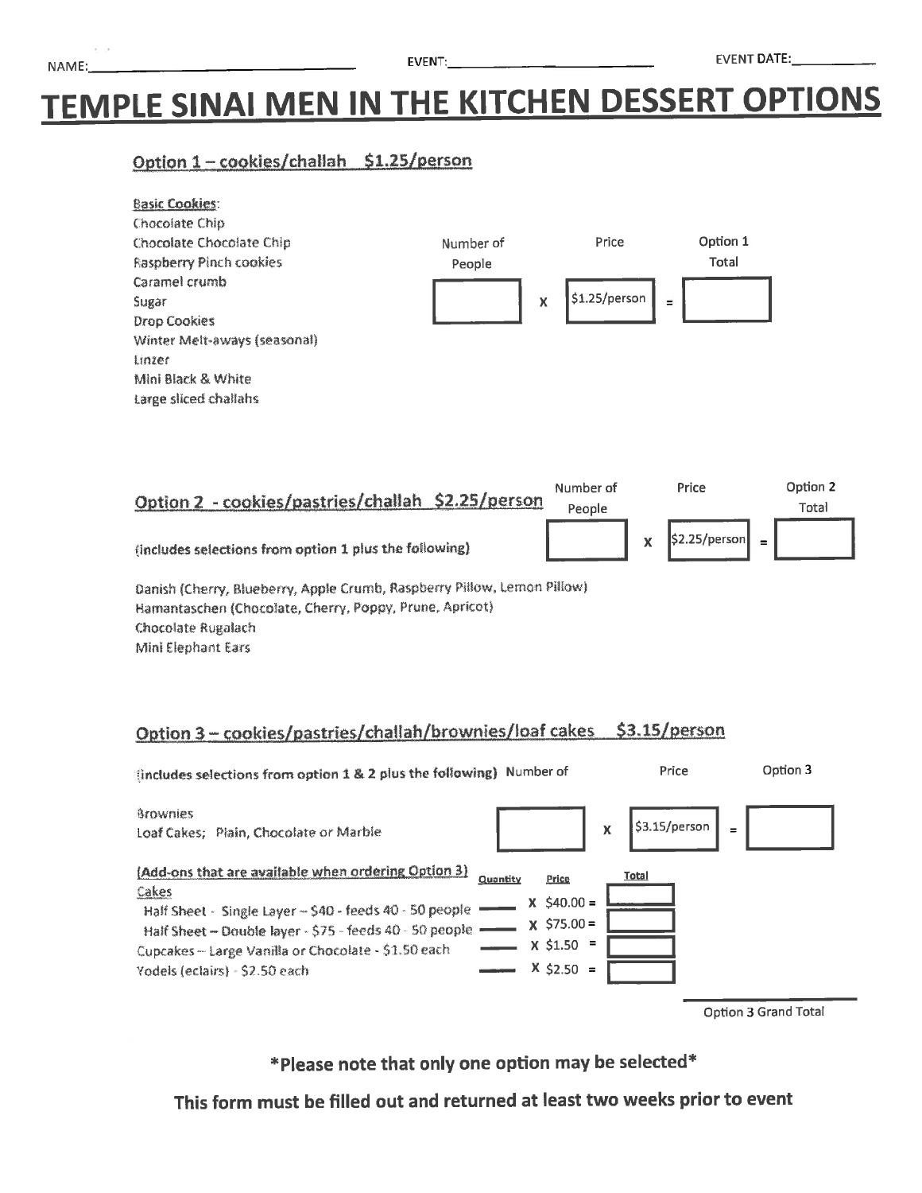NAME:\_\_\_\_\_\_\_\_\_\_\_\_\_\_\_\_\_\_\_\_ EVENT:\_\_\_\_\_\_\_\_\_\_\_\_\_\_\_\_\_\_\_\_ EVENT DATE:\_\_\_\_\_\_\_\_\_\_

# TEMPLE SINAI MEN IN THE KITCHEN DESSERT OPTIONS

## Option 1 – cookies/challah $1.25/person

**Basic Cookies:**

- Chocolate Chip
- Chocolate Chocolate Chip
- Raspberry Pinch cookies
- Caramel crumb
- Sugar
- Drop Cookies
- Winter Melt-aways (seasonal)
- Linzer
- Mini Black & White
- Large sliced challahs

| Number of People | | Price | | Option 1 Total |
|---|---|---|---|---|
| | x | $1.25/person | = | |

## Option 2 - cookies/pastries/challah $2.25/person

(includes selections from option 1 plus the following)

| Number of People | | Price | | Option 2 Total |
|---|---|---|---|---|
| | x | $2.25/person | = | |

- Danish (Cherry, Blueberry, Apple Crumb, Raspberry Pillow, Lemon Pillow)
- Hamantaschen (Chocolate, Cherry, Poppy, Prune, Apricot)
- Chocolate Rugalach
- Mini Elephant Ears

## Option 3 – cookies/pastries/challah/brownies/loaf cakes $3.15/person

(includes selections from option 1 & 2 plus the following)

- Brownies
- Loaf Cakes; Plain, Chocolate or Marble

| Number of | | Price | | Option 3 |
|---|---|---|---|---|
| | x | $3.15/person | = | |

**(Add-ons that are available when ordering Option 3)**

| Cakes | Quantity | Price | Total |
|---|---|---|---|
| Half Sheet - Single Layer – $40 - feeds 40 - 50 people | \_\_\_\_ | x $40.00 = | |
| Half Sheet – Double layer - $75 - feeds 40 - 50 people | \_\_\_\_ | x $75.00 = | |
| Cupcakes – Large Vanilla or Chocolate - $1.50 each | \_\_\_\_ | x $1.50 = | |
| Yodels (eclairs) - $2.50 each | \_\_\_\_ | x $2.50 = | |

\_\_\_\_\_\_\_\_\_\_\_\_\_\_\_\_\_\_\_\_

Option 3 Grand Total

**\*Please note that only one option may be selected\***

**This form must be filled out and returned at least two weeks prior to event**